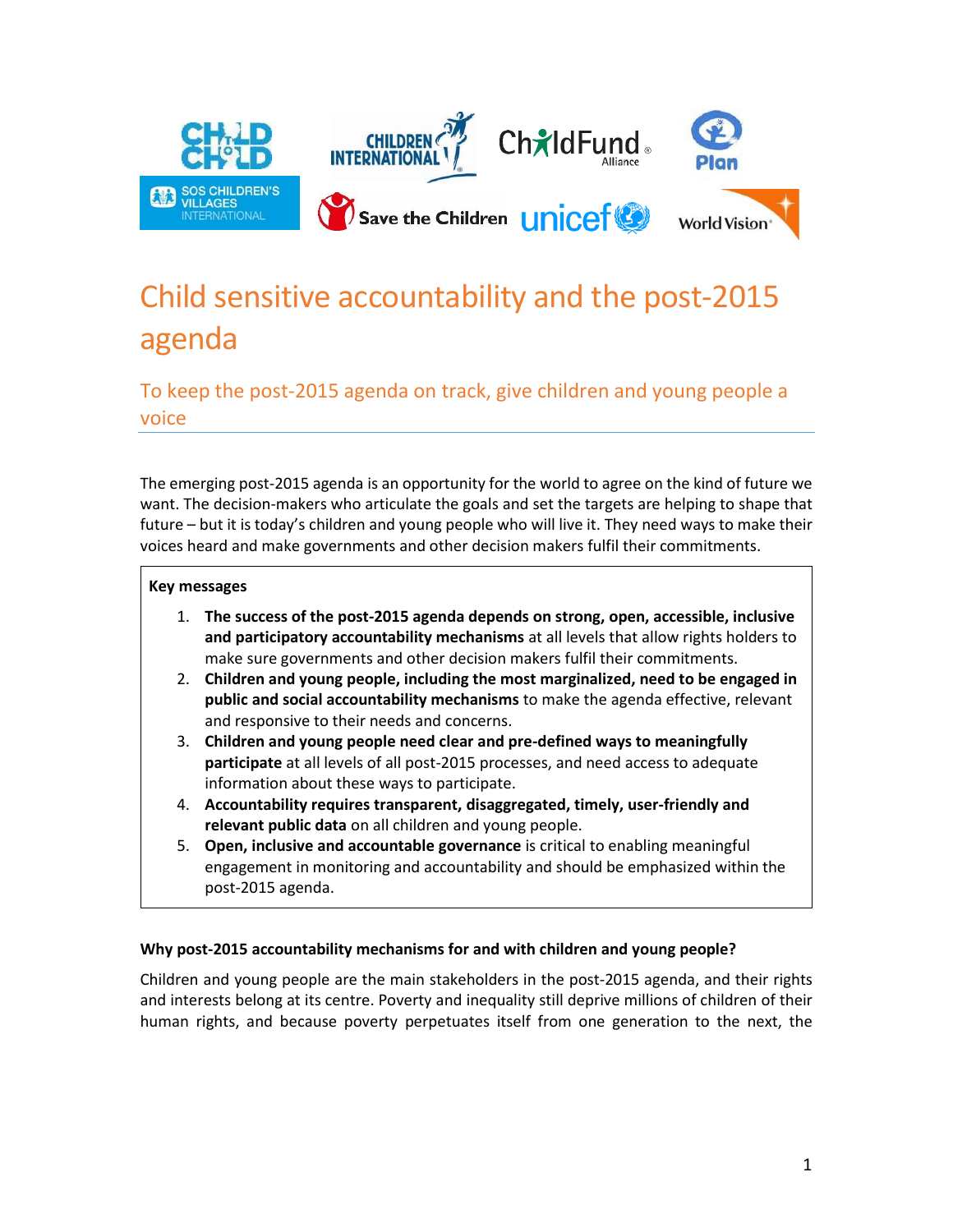# Child sensitive accountability and the post-2015 agenda

## To keep the post-2015 agenda on track, give children and young people a voice

The emerging post-2015 agenda is an opportunity for the world to agree on the kind of future we want. The decision-makers who articulate the goals and set the targets are helping to shape that future – but it is today's children and young people who will live it. They need ways to make their voices heard and make governments and other decision makers fulfil their commitments.

**Key messages**

1. **The success of the post-2015 agenda depends on strong, open, accessible, inclusive and participatory accountability mechanisms** at all levels that allow rights holders to make sure governments and other decision makers fulfil their commitments.
2. **Children and young people, including the most marginalized, need to be engaged in public and social accountability mechanisms** to make the agenda effective, relevant and responsive to their needs and concerns.
3. **Children and young people need clear and pre-defined ways to meaningfully participate** at all levels of all post-2015 processes, and need access to adequate information about these ways to participate.
4. **Accountability requires transparent, disaggregated, timely, user-friendly and relevant public data** on all children and young people.
5. **Open, inclusive and accountable governance** is critical to enabling meaningful engagement in monitoring and accountability and should be emphasized within the post-2015 agenda.

**Why post-2015 accountability mechanisms for and with children and young people?**

Children and young people are the main stakeholders in the post-2015 agenda, and their rights and interests belong at its centre. Poverty and inequality still deprive millions of children of their human rights, and because poverty perpetuates itself from one generation to the next, the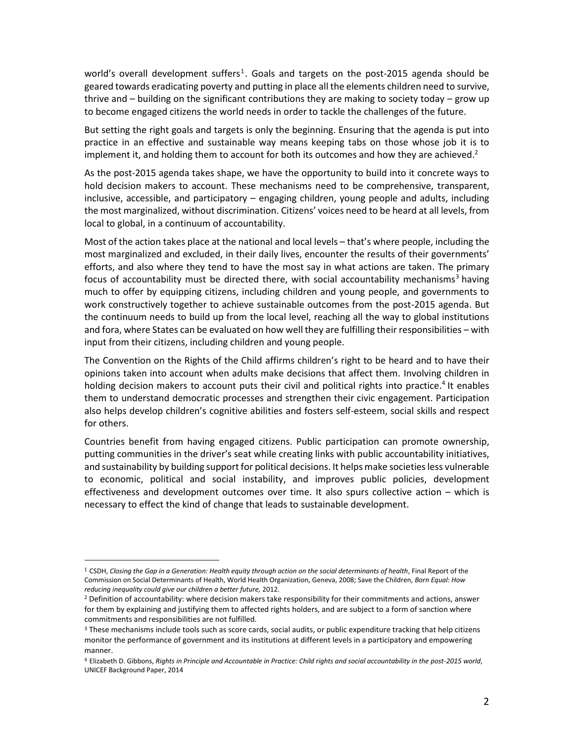world's overall development suffers[1]. Goals and targets on the post-2015 agenda should be geared towards eradicating poverty and putting in place all the elements children need to survive, thrive and – building on the significant contributions they are making to society today – grow up to become engaged citizens the world needs in order to tackle the challenges of the future.

But setting the right goals and targets is only the beginning. Ensuring that the agenda is put into practice in an effective and sustainable way means keeping tabs on those whose job it is to implement it, and holding them to account for both its outcomes and how they are achieved.[2]

As the post-2015 agenda takes shape, we have the opportunity to build into it concrete ways to hold decision makers to account. These mechanisms need to be comprehensive, transparent, inclusive, accessible, and participatory – engaging children, young people and adults, including the most marginalized, without discrimination. Citizens' voices need to be heard at all levels, from local to global, in a continuum of accountability.

Most of the action takes place at the national and local levels – that's where people, including the most marginalized and excluded, in their daily lives, encounter the results of their governments' efforts, and also where they tend to have the most say in what actions are taken. The primary focus of accountability must be directed there, with social accountability mechanisms[3] having much to offer by equipping citizens, including children and young people, and governments to work constructively together to achieve sustainable outcomes from the post-2015 agenda. But the continuum needs to build up from the local level, reaching all the way to global institutions and fora, where States can be evaluated on how well they are fulfilling their responsibilities – with input from their citizens, including children and young people.

The Convention on the Rights of the Child affirms children's right to be heard and to have their opinions taken into account when adults make decisions that affect them. Involving children in holding decision makers to account puts their civil and political rights into practice.[4] It enables them to understand democratic processes and strengthen their civic engagement. Participation also helps develop children's cognitive abilities and fosters self-esteem, social skills and respect for others.

Countries benefit from having engaged citizens. Public participation can promote ownership, putting communities in the driver's seat while creating links with public accountability initiatives, and sustainability by building support for political decisions. It helps make societies less vulnerable to economic, political and social instability, and improves public policies, development effectiveness and development outcomes over time. It also spurs collective action – which is necessary to effect the kind of change that leads to sustainable development.

---

[1] CSDH, *Closing the Gap in a Generation: Health equity through action on the social determinants of health*, Final Report of the Commission on Social Determinants of Health, World Health Organization, Geneva, 2008; Save the Children, *Born Equal: How reducing inequality could give our children a better future,* 2012.

[2] Definition of accountability: where decision makers take responsibility for their commitments and actions, answer for them by explaining and justifying them to affected rights holders, and are subject to a form of sanction where commitments and responsibilities are not fulfilled.

[3] These mechanisms include tools such as score cards, social audits, or public expenditure tracking that help citizens monitor the performance of government and its institutions at different levels in a participatory and empowering manner.

[4] Elizabeth D. Gibbons, *Rights in Principle and Accountable in Practice: Child rights and social accountability in the post-2015 world*, UNICEF Background Paper, 2014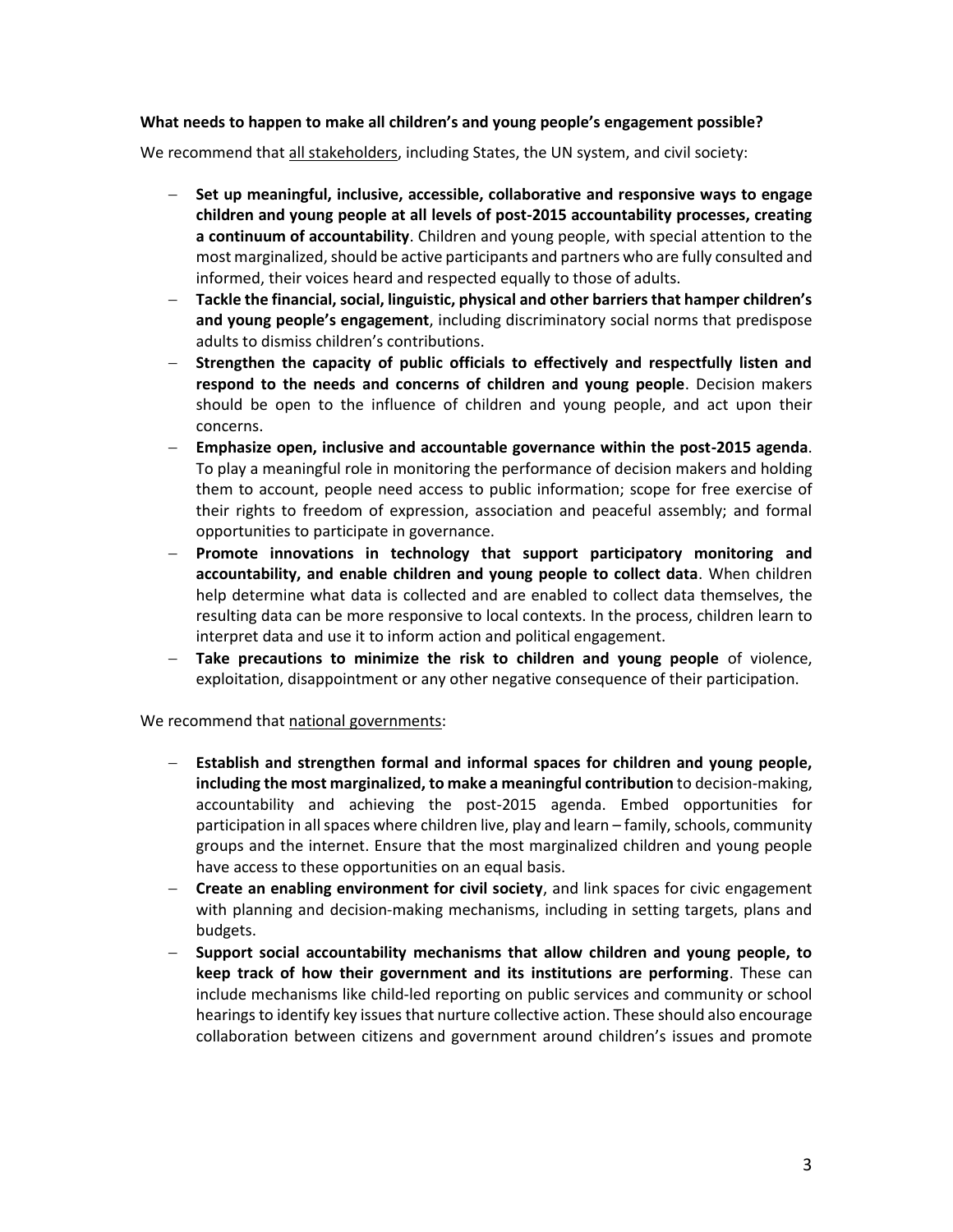**What needs to happen to make all children's and young people's engagement possible?**

We recommend that <u>all stakeholders</u>, including States, the UN system, and civil society:

- **Set up meaningful, inclusive, accessible, collaborative and responsive ways to engage children and young people at all levels of post-2015 accountability processes, creating a continuum of accountability**. Children and young people, with special attention to the most marginalized, should be active participants and partners who are fully consulted and informed, their voices heard and respected equally to those of adults.
- **Tackle the financial, social, linguistic, physical and other barriers that hamper children's and young people's engagement**, including discriminatory social norms that predispose adults to dismiss children's contributions.
- **Strengthen the capacity of public officials to effectively and respectfully listen and respond to the needs and concerns of children and young people**. Decision makers should be open to the influence of children and young people, and act upon their concerns.
- **Emphasize open, inclusive and accountable governance within the post-2015 agenda**. To play a meaningful role in monitoring the performance of decision makers and holding them to account, people need access to public information; scope for free exercise of their rights to freedom of expression, association and peaceful assembly; and formal opportunities to participate in governance.
- **Promote innovations in technology that support participatory monitoring and accountability, and enable children and young people to collect data**. When children help determine what data is collected and are enabled to collect data themselves, the resulting data can be more responsive to local contexts. In the process, children learn to interpret data and use it to inform action and political engagement.
- **Take precautions to minimize the risk to children and young people** of violence, exploitation, disappointment or any other negative consequence of their participation.

We recommend that <u>national governments</u>:

- **Establish and strengthen formal and informal spaces for children and young people, including the most marginalized, to make a meaningful contribution** to decision-making, accountability and achieving the post-2015 agenda. Embed opportunities for participation in all spaces where children live, play and learn – family, schools, community groups and the internet. Ensure that the most marginalized children and young people have access to these opportunities on an equal basis.
- **Create an enabling environment for civil society**, and link spaces for civic engagement with planning and decision-making mechanisms, including in setting targets, plans and budgets.
- **Support social accountability mechanisms that allow children and young people, to keep track of how their government and its institutions are performing**. These can include mechanisms like child-led reporting on public services and community or school hearings to identify key issues that nurture collective action. These should also encourage collaboration between citizens and government around children's issues and promote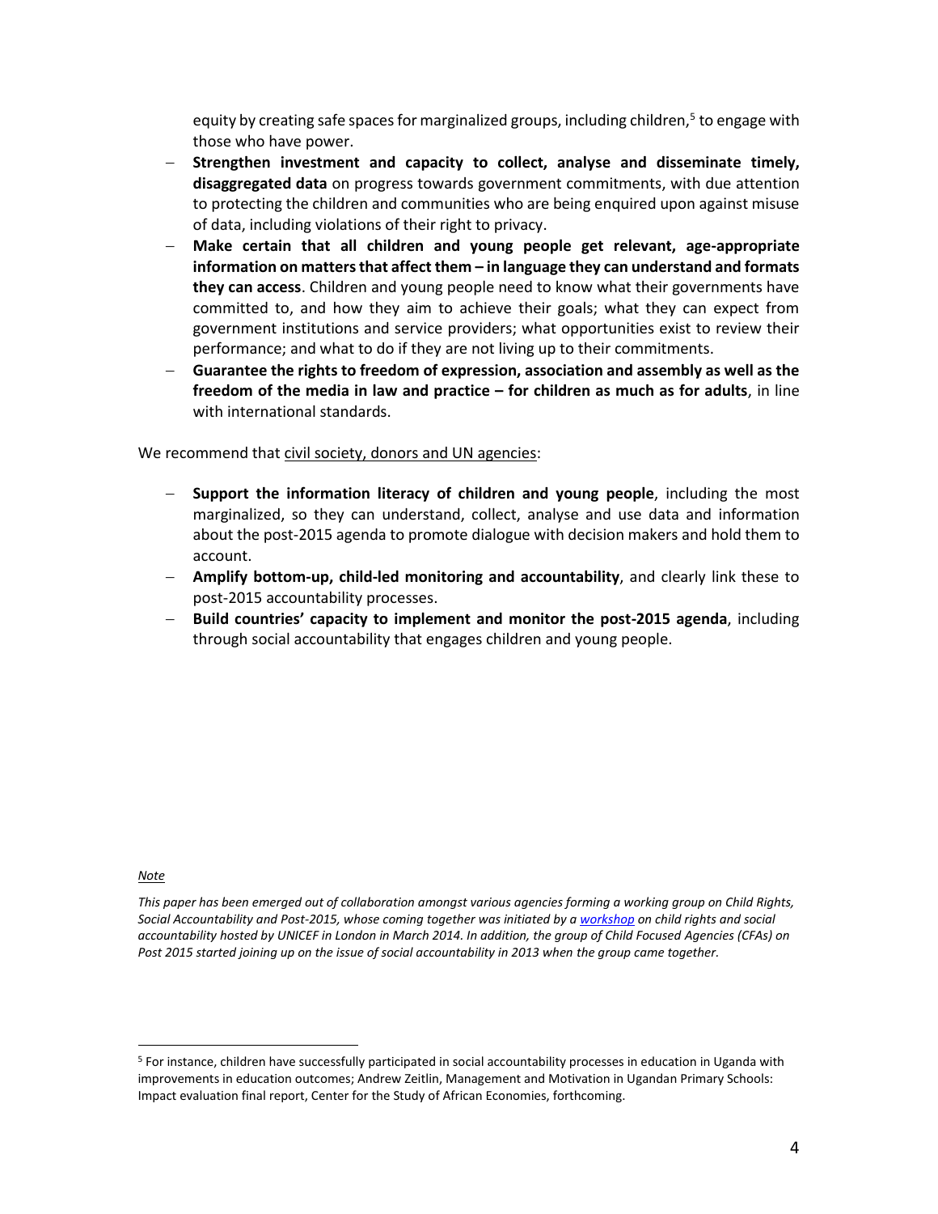equity by creating safe spaces for marginalized groups, including children,[5] to engage with those who have power.

- **Strengthen investment and capacity to collect, analyse and disseminate timely, disaggregated data** on progress towards government commitments, with due attention to protecting the children and communities who are being enquired upon against misuse of data, including violations of their right to privacy.
- **Make certain that all children and young people get relevant, age-appropriate information on matters that affect them – in language they can understand and formats they can access**. Children and young people need to know what their governments have committed to, and how they aim to achieve their goals; what they can expect from government institutions and service providers; what opportunities exist to review their performance; and what to do if they are not living up to their commitments.
- **Guarantee the rights to freedom of expression, association and assembly as well as the freedom of the media in law and practice – for children as much as for adults**, in line with international standards.

We recommend that civil society, donors and UN agencies:

- **Support the information literacy of children and young people**, including the most marginalized, so they can understand, collect, analyse and use data and information about the post-2015 agenda to promote dialogue with decision makers and hold them to account.
- **Amplify bottom-up, child-led monitoring and accountability**, and clearly link these to post-2015 accountability processes.
- **Build countries' capacity to implement and monitor the post-2015 agenda**, including through social accountability that engages children and young people.

*Note*

*This paper has been emerged out of collaboration amongst various agencies forming a working group on Child Rights, Social Accountability and Post-2015, whose coming together was initiated by a workshop on child rights and social accountability hosted by UNICEF in London in March 2014. In addition, the group of Child Focused Agencies (CFAs) on Post 2015 started joining up on the issue of social accountability in 2013 when the group came together.*

[5] For instance, children have successfully participated in social accountability processes in education in Uganda with improvements in education outcomes; Andrew Zeitlin, Management and Motivation in Ugandan Primary Schools: Impact evaluation final report, Center for the Study of African Economies, forthcoming.